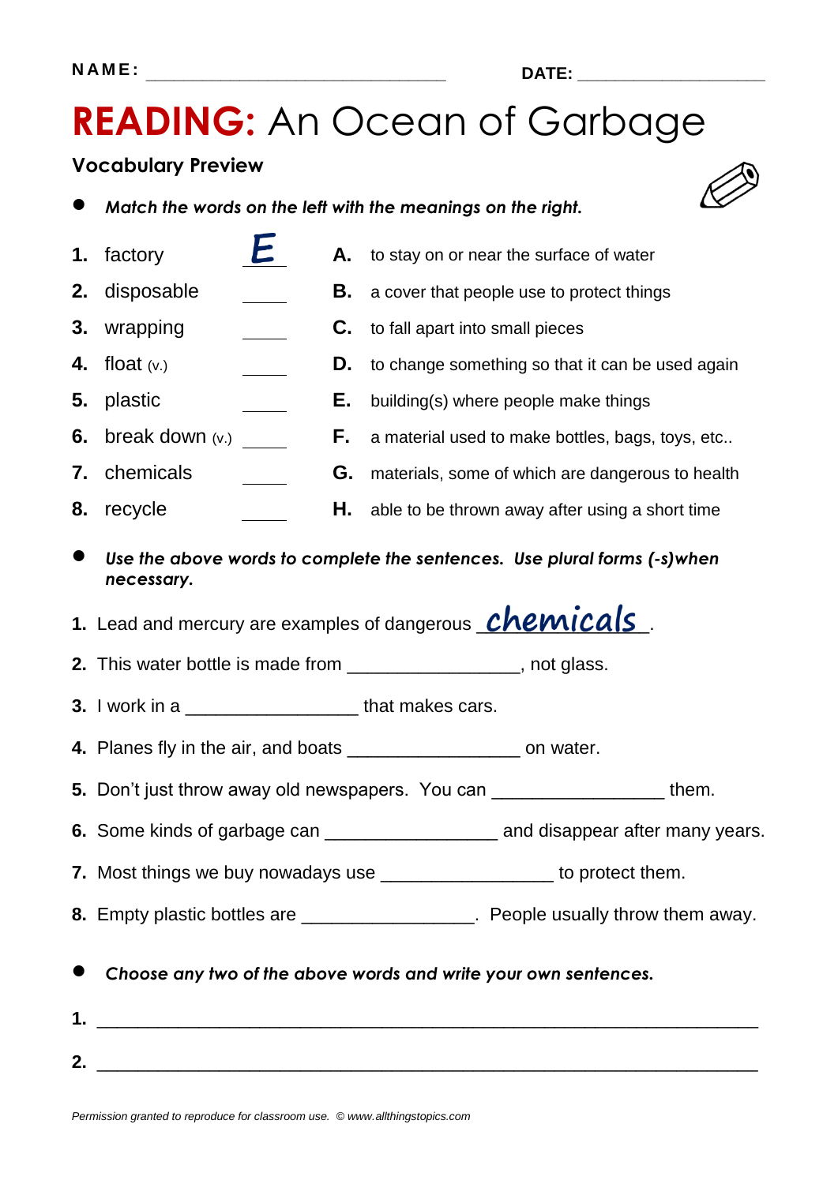NAME: ______________________________ DATE: ____________________

# READING: An Ocean of Garbage

## Vocabulary Preview

- ***Match the words on the left with the meanings on the right.***

1. factory ___E___
2. disposable _____
3. wrapping _____
4. float (v.) _____
5. plastic _____
6. break down (v.) _____
7. chemicals _____
8. recycle _____

A. to stay on or near the surface of water
B. a cover that people use to protect things
C. to fall apart into small pieces
D. to change something so that it can be used again
E. building(s) where people make things
F. a material used to make bottles, bags, toys, etc..
G. materials, some of which are dangerous to health
H. able to be thrown away after using a short time

- ***Use the above words to complete the sentences. Use plural forms (-s)when necessary.***

1. Lead and mercury are examples of dangerous ___chemicals___.
2. This water bottle is made from ________________, not glass.
3. I work in a ________________ that makes cars.
4. Planes fly in the air, and boats ________________ on water.
5. Don't just throw away old newspapers. You can ________________ them.
6. Some kinds of garbage can ________________ and disappear after many years.
7. Most things we buy nowadays use ________________ to protect them.
8. Empty plastic bottles are ________________. People usually throw them away.

- ***Choose any two of the above words and write your own sentences.***

1. ____________________________________________________________
2. ____________________________________________________________

*Permission granted to reproduce for classroom use. © www.allthingstopics.com*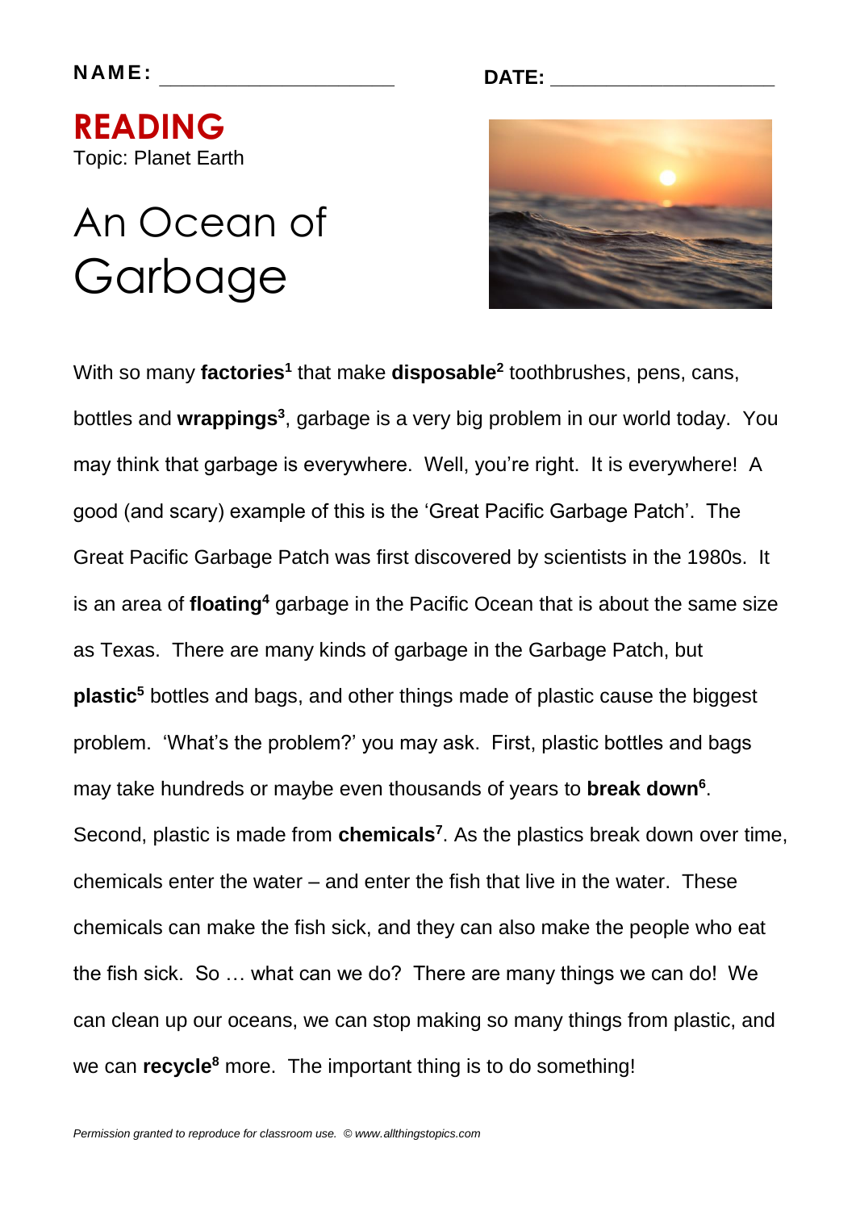**NAME:** ____________________ **DATE:** ____________________

## READING

Topic: Planet Earth

# An Ocean of Garbage

With so many **factories**[1] that make **disposable**[2] toothbrushes, pens, cans, bottles and **wrappings**[3], garbage is a very big problem in our world today. You may think that garbage is everywhere. Well, you're right. It is everywhere! A good (and scary) example of this is the 'Great Pacific Garbage Patch'. The Great Pacific Garbage Patch was first discovered by scientists in the 1980s. It is an area of **floating**[4] garbage in the Pacific Ocean that is about the same size as Texas. There are many kinds of garbage in the Garbage Patch, but **plastic**[5] bottles and bags, and other things made of plastic cause the biggest problem. 'What's the problem?' you may ask. First, plastic bottles and bags may take hundreds or maybe even thousands of years to **break down**[6]. Second, plastic is made from **chemicals**[7]. As the plastics break down over time, chemicals enter the water – and enter the fish that live in the water. These chemicals can make the fish sick, and they can also make the people who eat the fish sick. So … what can we do? There are many things we can do! We can clean up our oceans, we can stop making so many things from plastic, and we can **recycle**[8] more. The important thing is to do something!

*Permission granted to reproduce for classroom use. © www.allthingstopics.com*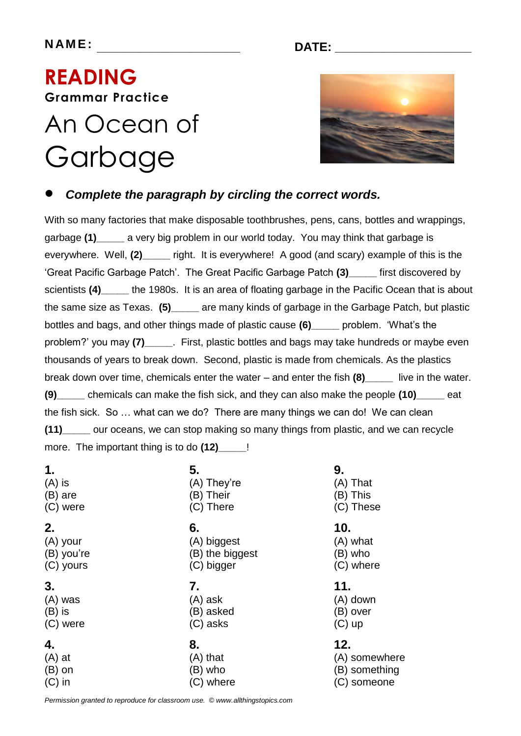NAME: ______________________ DATE: ______________________

# READING

## Grammar Practice

# An Ocean of Garbage

- ***Complete the paragraph by circling the correct words.***

With so many factories that make disposable toothbrushes, pens, cans, bottles and wrappings, garbage **(1)**_____ a very big problem in our world today. You may think that garbage is everywhere. Well, **(2)**_____ right. It is everywhere! A good (and scary) example of this is the 'Great Pacific Garbage Patch'. The Great Pacific Garbage Patch **(3)**_____ first discovered by scientists **(4)**_____ the 1980s. It is an area of floating garbage in the Pacific Ocean that is about the same size as Texas. **(5)**_____ are many kinds of garbage in the Garbage Patch, but plastic bottles and bags, and other things made of plastic cause **(6)**_____ problem. 'What's the problem?' you may **(7)**_____. First, plastic bottles and bags may take hundreds or maybe even thousands of years to break down. Second, plastic is made from chemicals. As the plastics break down over time, chemicals enter the water – and enter the fish **(8)**_____ live in the water. **(9)**_____ chemicals can make the fish sick, and they can also make the people **(10)**_____ eat the fish sick. So … what can we do? There are many things we can do! We can clean **(11)**_____ our oceans, we can stop making so many things from plastic, and we can recycle more. The important thing is to do **(12)**_____!

**1.**
(A) is
(B) are
(C) were

**2.**
(A) your
(B) you're
(C) yours

**3.**
(A) was
(B) is
(C) were

**4.**
(A) at
(B) on
(C) in

**5.**
(A) They're
(B) Their
(C) There

**6.**
(A) biggest
(B) the biggest
(C) bigger

**7.**
(A) ask
(B) asked
(C) asks

**8.**
(A) that
(B) who
(C) where

**9.**
(A) That
(B) This
(C) These

**10.**
(A) what
(B) who
(C) where

**11.**
(A) down
(B) over
(C) up

**12.**
(A) somewhere
(B) something
(C) someone

*Permission granted to reproduce for classroom use. © www.allthingstopics.com*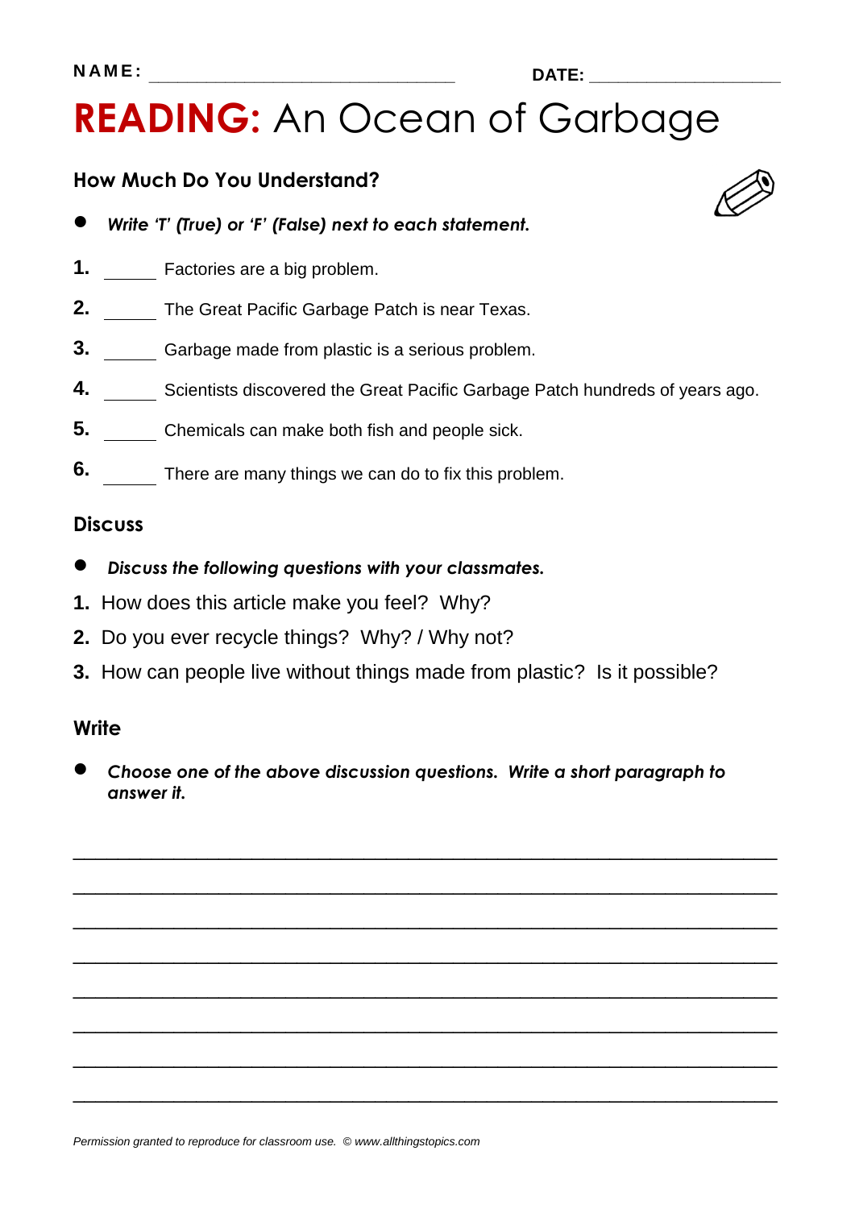NAME: ______________________________ DATE: ____________________

# READING: An Ocean of Garbage

## How Much Do You Understand?

- ***Write 'T' (True) or 'F' (False) next to each statement.***

1. _____ Factories are a big problem.
2. _____ The Great Pacific Garbage Patch is near Texas.
3. _____ Garbage made from plastic is a serious problem.
4. _____ Scientists discovered the Great Pacific Garbage Patch hundreds of years ago.
5. _____ Chemicals can make both fish and people sick.
6. _____ There are many things we can do to fix this problem.

## Discuss

- ***Discuss the following questions with your classmates.***

1. How does this article make you feel? Why?
2. Do you ever recycle things? Why? / Why not?
3. How can people live without things made from plastic? Is it possible?

## Write

- ***Choose one of the above discussion questions. Write a short paragraph to answer it.***

______________________________________________________________________

______________________________________________________________________

______________________________________________________________________

______________________________________________________________________

______________________________________________________________________

______________________________________________________________________

______________________________________________________________________

______________________________________________________________________

*Permission granted to reproduce for classroom use. © www.allthingstopics.com*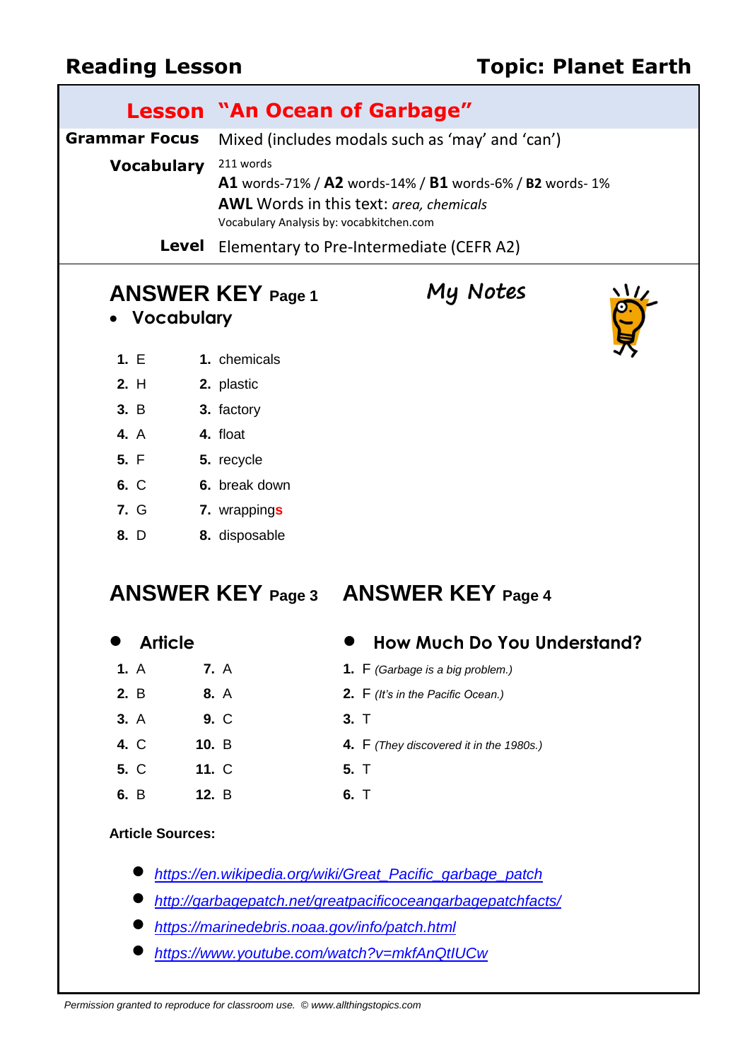**Reading Lesson** **Topic: Planet Earth**

# Lesson "An Ocean of Garbage"

| | |
|---|---|
| **Grammar Focus** | Mixed (includes modals such as 'may' and 'can') |
| **Vocabulary** | 211 words<br>**A1** words-71% / **A2** words-14% / **B1** words-6% / **B2** words- 1%<br>**AWL** Words in this text: *area, chemicals*<br>Vocabulary Analysis by: vocabkitchen.com |
| **Level** | Elementary to Pre-Intermediate (CEFR A2) |

## ANSWER KEY Page 1

- **Vocabulary**

| | |
|---|---|
| **1.** E | **1.** chemicals |
| **2.** H | **2.** plastic |
| **3.** B | **3.** factory |
| **4.** A | **4.** float |
| **5.** F | **5.** recycle |
| **6.** C | **6.** break down |
| **7.** G | **7.** wrappings |
| **8.** D | **8.** disposable |

*My Notes*

## ANSWER KEY Page 3

- **Article**

| | |
|---|---|
| **1.** A | **7.** A |
| **2.** B | **8.** A |
| **3.** A | **9.** C |
| **4.** C | **10.** B |
| **5.** C | **11.** C |
| **6.** B | **12.** B |

## ANSWER KEY Page 4

- **How Much Do You Understand?**

**1.** F *(Garbage is a big problem.)*
**2.** F *(It's in the Pacific Ocean.)*
**3.** T
**4.** F *(They discovered it in the 1980s.)*
**5.** T
**6.** T

**Article Sources:**

- *https://en.wikipedia.org/wiki/Great_Pacific_garbage_patch*
- *http://garbagepatch.net/greatpacificoceangarbagepatchfacts/*
- *https://marinedebris.noaa.gov/info/patch.html*
- *https://www.youtube.com/watch?v=mkfAnQtIUCw*

*Permission granted to reproduce for classroom use. © www.allthingstopics.com*